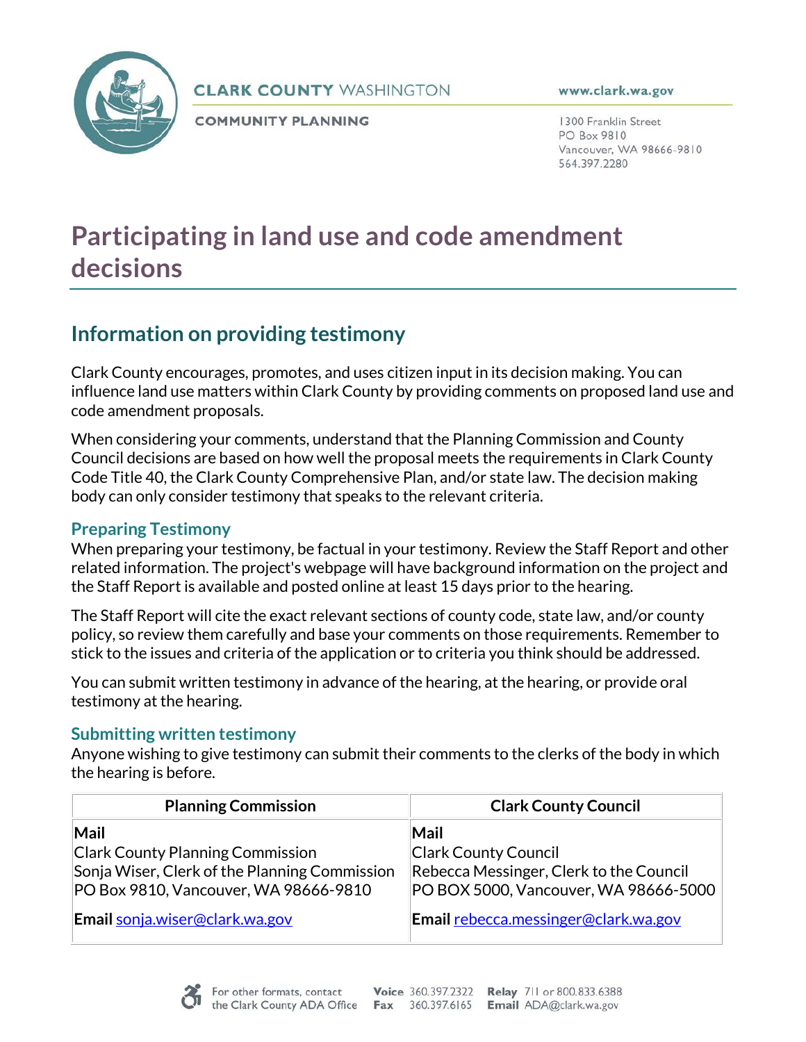CLARK COUNTY WASHINGTON

COMMUNITY PLANNING

www.clark.wa.gov

1300 Franklin Street
PO Box 9810
Vancouver, WA 98666-9810
564.397.2280

# Participating in land use and code amendment decisions

## Information on providing testimony

Clark County encourages, promotes, and uses citizen input in its decision making. You can influence land use matters within Clark County by providing comments on proposed land use and code amendment proposals.

When considering your comments, understand that the Planning Commission and County Council decisions are based on how well the proposal meets the requirements in Clark County Code Title 40, the Clark County Comprehensive Plan, and/or state law. The decision making body can only consider testimony that speaks to the relevant criteria.

### Preparing Testimony

When preparing your testimony, be factual in your testimony. Review the Staff Report and other related information. The project's webpage will have background information on the project and the Staff Report is available and posted online at least 15 days prior to the hearing.

The Staff Report will cite the exact relevant sections of county code, state law, and/or county policy, so review them carefully and base your comments on those requirements. Remember to stick to the issues and criteria of the application or to criteria you think should be addressed.

You can submit written testimony in advance of the hearing, at the hearing, or provide oral testimony at the hearing.

### Submitting written testimony

Anyone wishing to give testimony can submit their comments to the clerks of the body in which the hearing is before.

| Planning Commission | Clark County Council |
|---|---|
| **Mail**<br>Clark County Planning Commission<br>Sonja Wiser, Clerk of the Planning Commission<br>PO Box 9810, Vancouver, WA 98666-9810 | **Mail**<br>Clark County Council<br>Rebecca Messinger, Clerk to the Council<br>PO BOX 5000, Vancouver, WA 98666-5000 |
| **Email** sonja.wiser@clark.wa.gov | **Email** rebecca.messinger@clark.wa.gov |

For other formats, contact the Clark County ADA Office **Voice** 360.397.2322 **Fax** 360.397.6165 **Relay** 711 or 800.833.6388 **Email** ADA@clark.wa.gov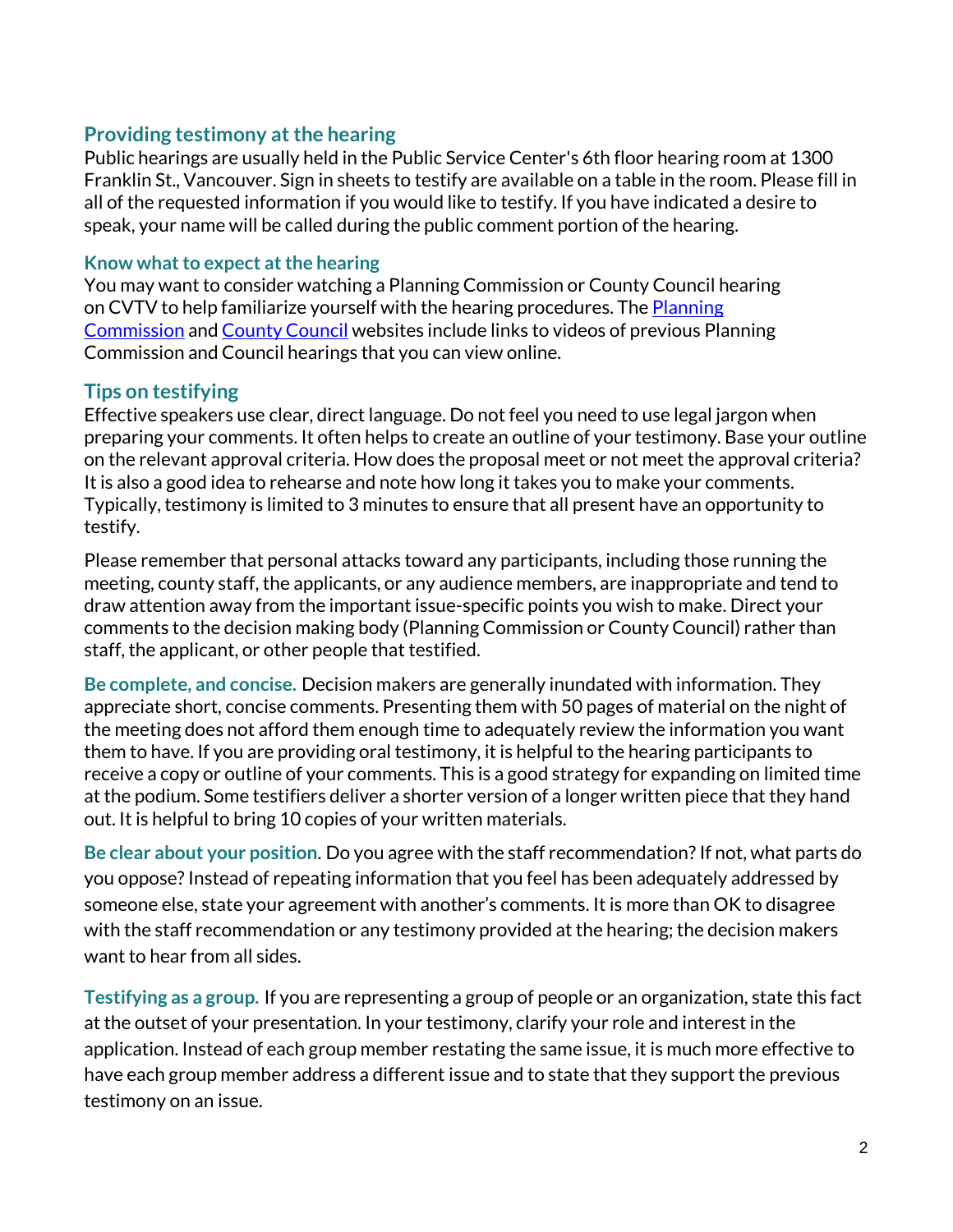## Providing testimony at the hearing

Public hearings are usually held in the Public Service Center's 6th floor hearing room at 1300 Franklin St., Vancouver. Sign in sheets to testify are available on a table in the room. Please fill in all of the requested information if you would like to testify. If you have indicated a desire to speak, your name will be called during the public comment portion of the hearing.

### Know what to expect at the hearing

You may want to consider watching a Planning Commission or County Council hearing on CVTV to help familiarize yourself with the hearing procedures. The [Planning Commission]() and [County Council]() websites include links to videos of previous Planning Commission and Council hearings that you can view online.

## Tips on testifying

Effective speakers use clear, direct language. Do not feel you need to use legal jargon when preparing your comments. It often helps to create an outline of your testimony. Base your outline on the relevant approval criteria. How does the proposal meet or not meet the approval criteria? It is also a good idea to rehearse and note how long it takes you to make your comments. Typically, testimony is limited to 3 minutes to ensure that all present have an opportunity to testify.

Please remember that personal attacks toward any participants, including those running the meeting, county staff, the applicants, or any audience members, are inappropriate and tend to draw attention away from the important issue-specific points you wish to make. Direct your comments to the decision making body (Planning Commission or County Council) rather than staff, the applicant, or other people that testified.

**Be complete, and concise.** Decision makers are generally inundated with information. They appreciate short, concise comments. Presenting them with 50 pages of material on the night of the meeting does not afford them enough time to adequately review the information you want them to have. If you are providing oral testimony, it is helpful to the hearing participants to receive a copy or outline of your comments. This is a good strategy for expanding on limited time at the podium. Some testifiers deliver a shorter version of a longer written piece that they hand out. It is helpful to bring 10 copies of your written materials.

**Be clear about your position**. Do you agree with the staff recommendation? If not, what parts do you oppose? Instead of repeating information that you feel has been adequately addressed by someone else, state your agreement with another's comments. It is more than OK to disagree with the staff recommendation or any testimony provided at the hearing; the decision makers want to hear from all sides.

**Testifying as a group.** If you are representing a group of people or an organization, state this fact at the outset of your presentation. In your testimony, clarify your role and interest in the application. Instead of each group member restating the same issue, it is much more effective to have each group member address a different issue and to state that they support the previous testimony on an issue.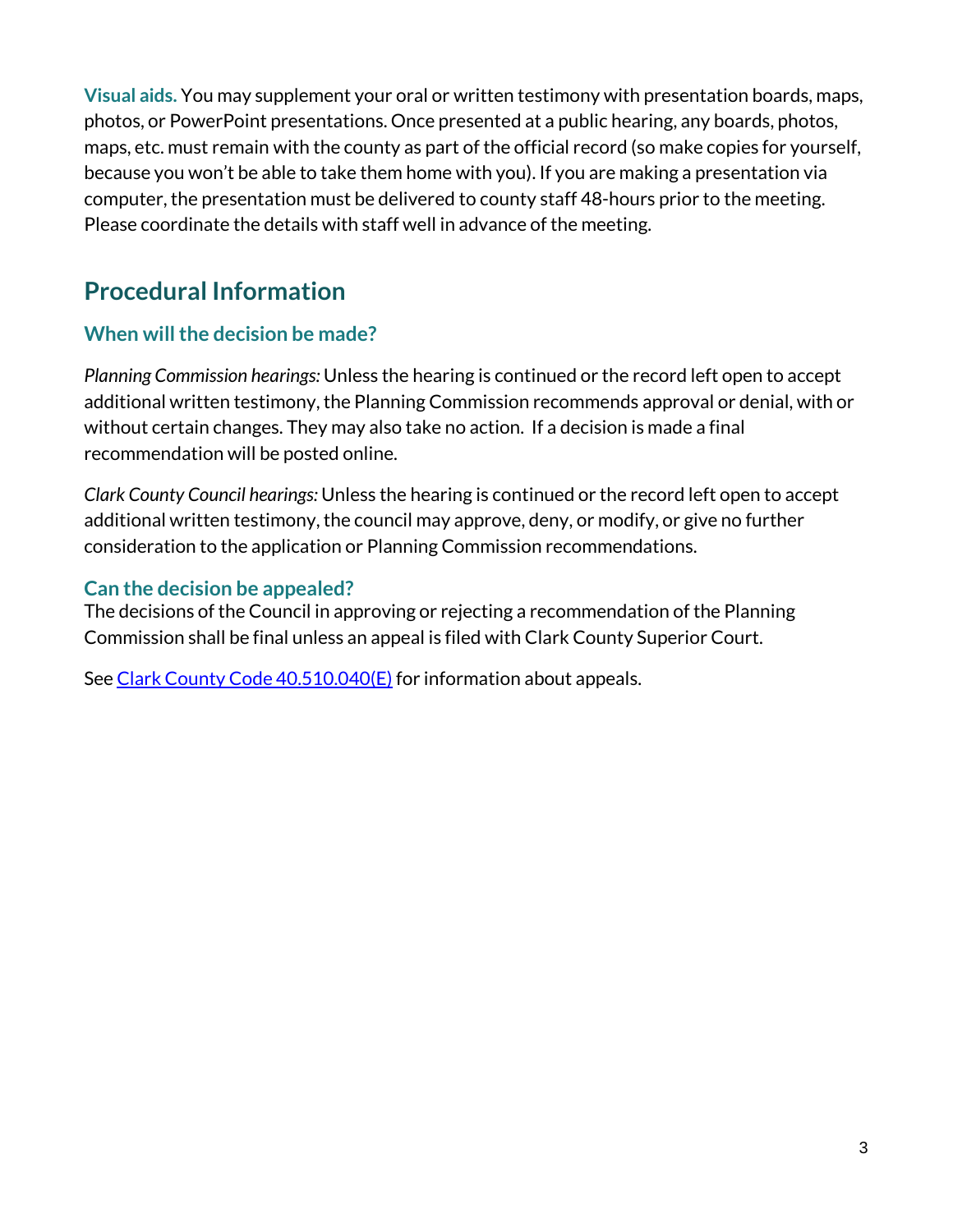**Visual aids.** You may supplement your oral or written testimony with presentation boards, maps, photos, or PowerPoint presentations. Once presented at a public hearing, any boards, photos, maps, etc. must remain with the county as part of the official record (so make copies for yourself, because you won't be able to take them home with you). If you are making a presentation via computer, the presentation must be delivered to county staff 48-hours prior to the meeting. Please coordinate the details with staff well in advance of the meeting.

## Procedural Information

### When will the decision be made?

*Planning Commission hearings:* Unless the hearing is continued or the record left open to accept additional written testimony, the Planning Commission recommends approval or denial, with or without certain changes. They may also take no action. If a decision is made a final recommendation will be posted online.

*Clark County Council hearings:* Unless the hearing is continued or the record left open to accept additional written testimony, the council may approve, deny, or modify, or give no further consideration to the application or Planning Commission recommendations.

### Can the decision be appealed?

The decisions of the Council in approving or rejecting a recommendation of the Planning Commission shall be final unless an appeal is filed with Clark County Superior Court.

See [Clark County Code 40.510.040(E)]() for information about appeals.